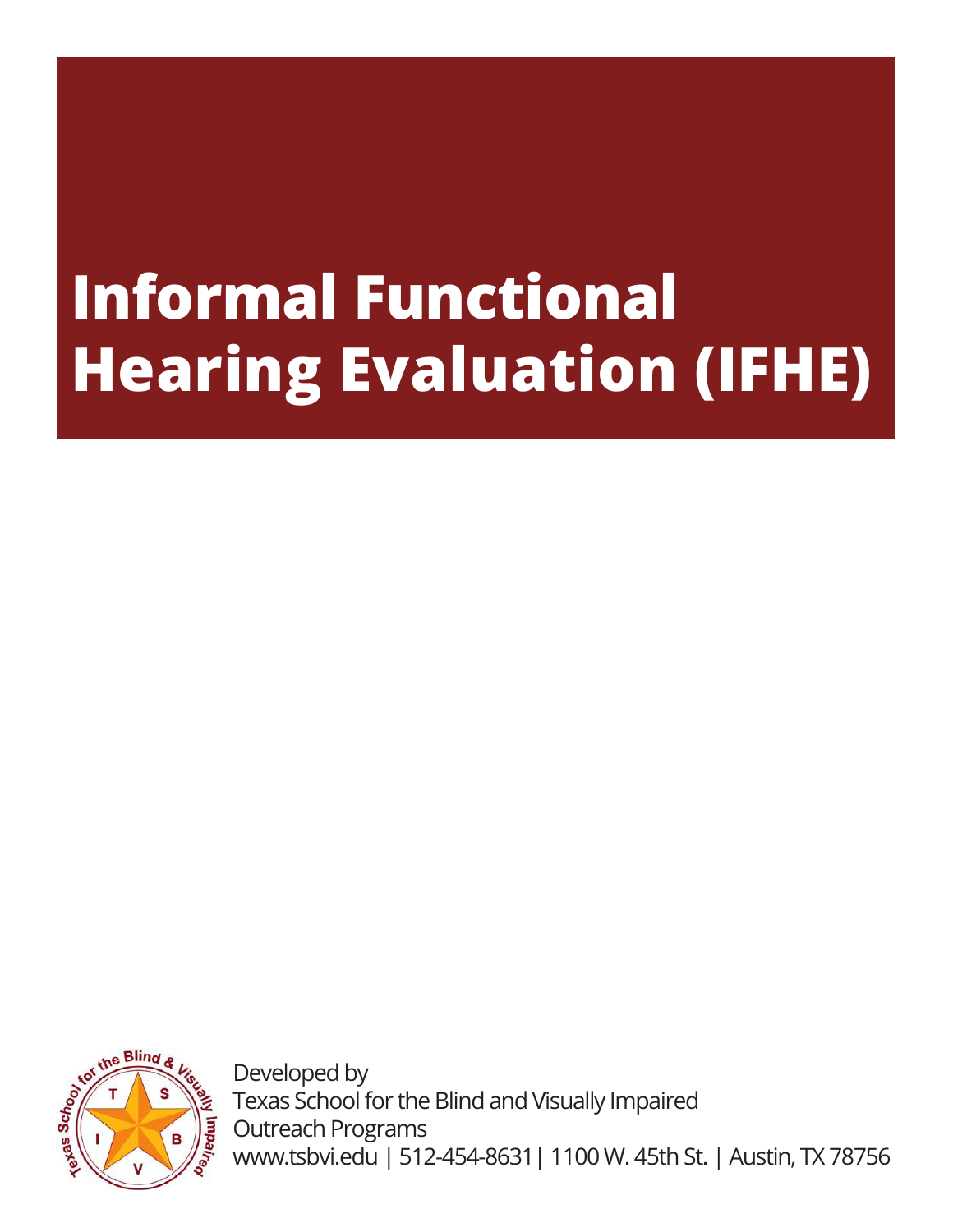# Informal Functional Hearing Evaluation (IFHE)

Developed by
Texas School for the Blind and Visually Impaired
Outreach Programs
www.tsbvi.edu | 512-454-8631| 1100 W. 45th St. | Austin, TX 78756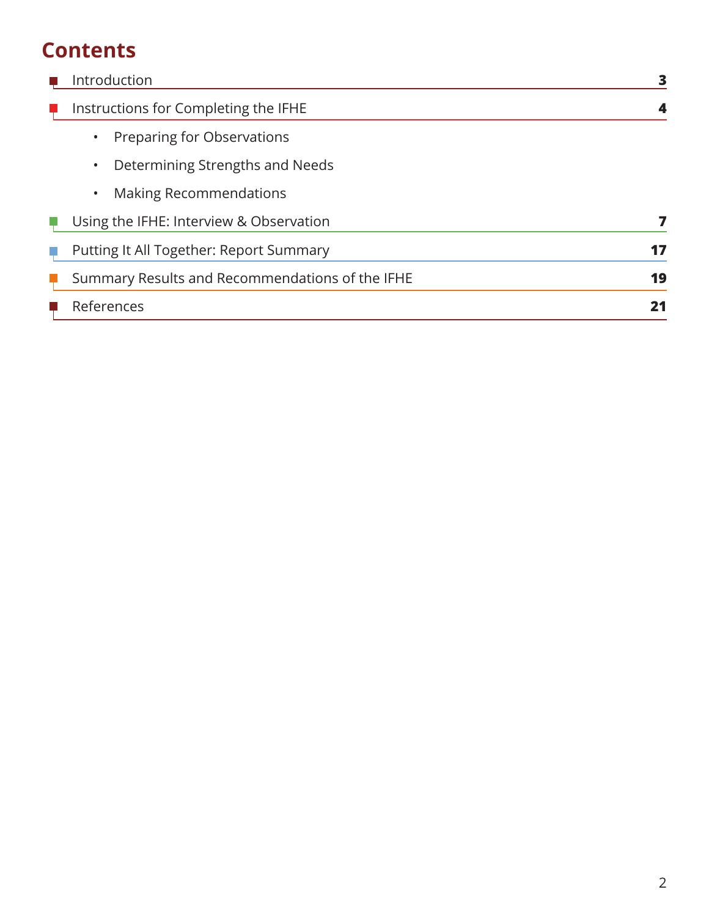# Contents

| | |
|---|---|
| Introduction | **3** |
| Instructions for Completing the IFHE | **4** |
| • Preparing for Observations | |
| • Determining Strengths and Needs | |
| • Making Recommendations | |
| Using the IFHE: Interview & Observation | **7** |
| Putting It All Together: Report Summary | **17** |
| Summary Results and Recommendations of the IFHE | **19** |
| References | **21** |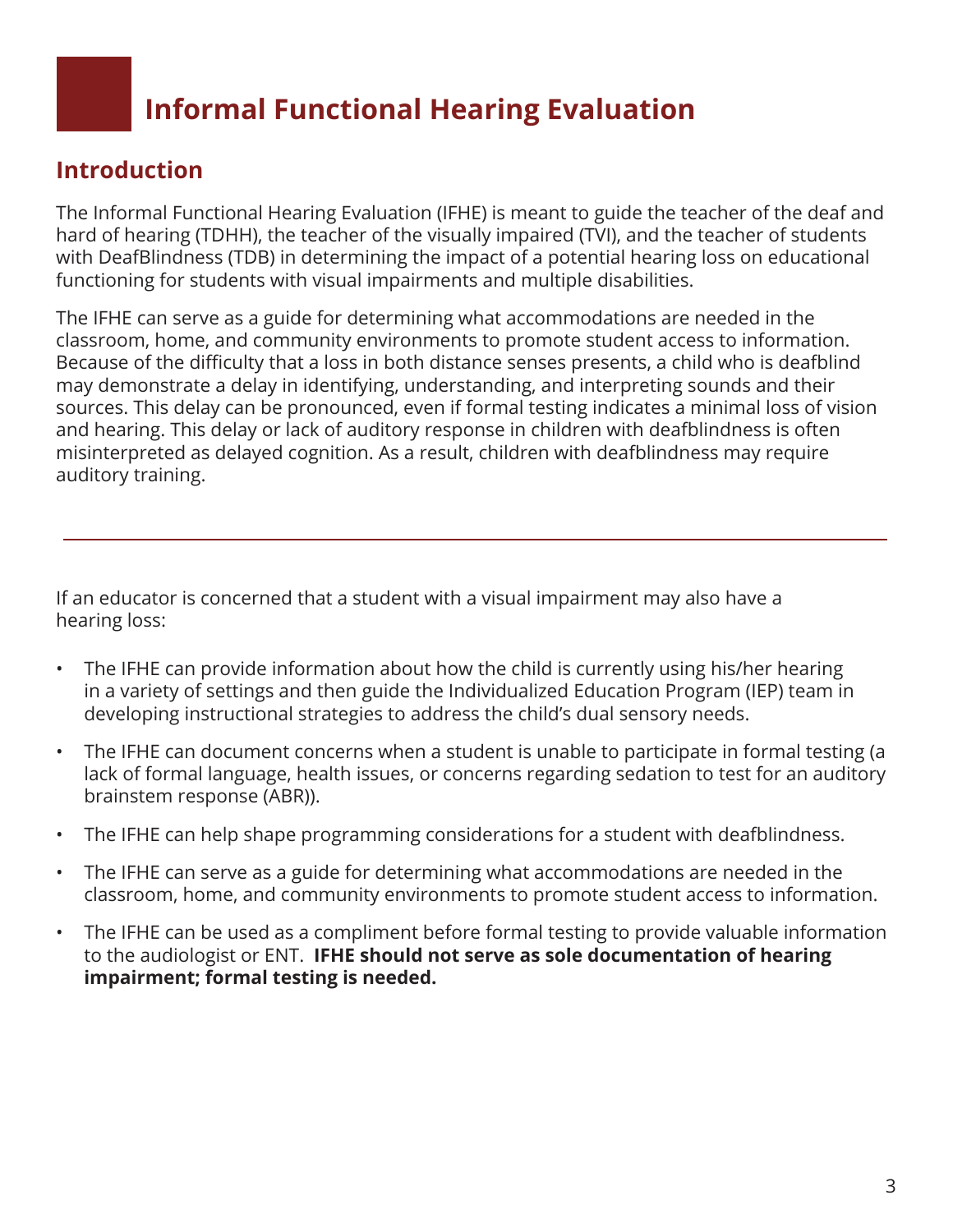# Informal Functional Hearing Evaluation

## Introduction

The Informal Functional Hearing Evaluation (IFHE) is meant to guide the teacher of the deaf and hard of hearing (TDHH), the teacher of the visually impaired (TVI), and the teacher of students with DeafBlindness (TDB) in determining the impact of a potential hearing loss on educational functioning for students with visual impairments and multiple disabilities.

The IFHE can serve as a guide for determining what accommodations are needed in the classroom, home, and community environments to promote student access to information. Because of the difficulty that a loss in both distance senses presents, a child who is deafblind may demonstrate a delay in identifying, understanding, and interpreting sounds and their sources. This delay can be pronounced, even if formal testing indicates a minimal loss of vision and hearing. This delay or lack of auditory response in children with deafblindness is often misinterpreted as delayed cognition. As a result, children with deafblindness may require auditory training.

---

If an educator is concerned that a student with a visual impairment may also have a hearing loss:

- The IFHE can provide information about how the child is currently using his/her hearing in a variety of settings and then guide the Individualized Education Program (IEP) team in developing instructional strategies to address the child's dual sensory needs.
- The IFHE can document concerns when a student is unable to participate in formal testing (a lack of formal language, health issues, or concerns regarding sedation to test for an auditory brainstem response (ABR)).
- The IFHE can help shape programming considerations for a student with deafblindness.
- The IFHE can serve as a guide for determining what accommodations are needed in the classroom, home, and community environments to promote student access to information.
- The IFHE can be used as a compliment before formal testing to provide valuable information to the audiologist or ENT. **IFHE should not serve as sole documentation of hearing impairment; formal testing is needed.**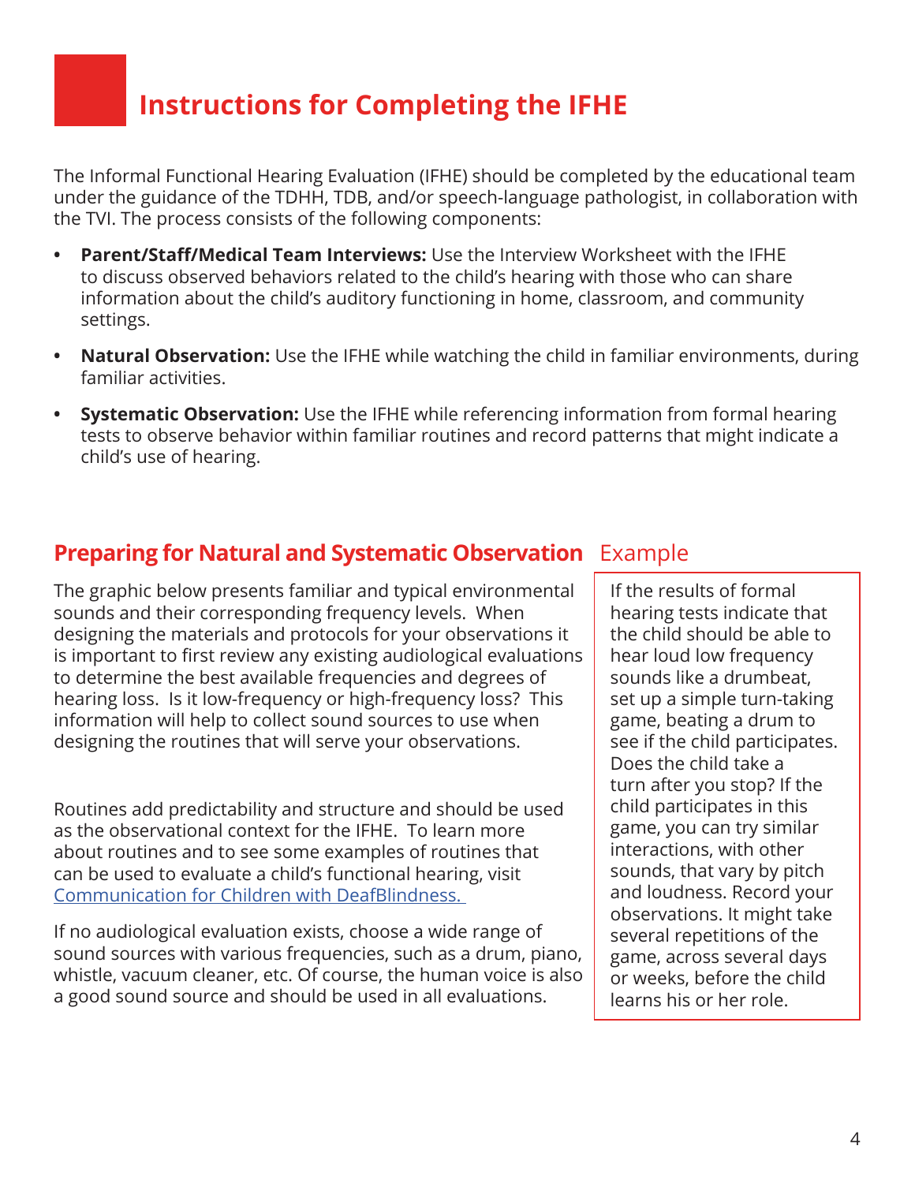# Instructions for Completing the IFHE

The Informal Functional Hearing Evaluation (IFHE) should be completed by the educational team under the guidance of the TDHH, TDB, and/or speech-language pathologist, in collaboration with the TVI. The process consists of the following components:

- **Parent/Staff/Medical Team Interviews:** Use the Interview Worksheet with the IFHE to discuss observed behaviors related to the child's hearing with those who can share information about the child's auditory functioning in home, classroom, and community settings.
- **Natural Observation:** Use the IFHE while watching the child in familiar environments, during familiar activities.
- **Systematic Observation:** Use the IFHE while referencing information from formal hearing tests to observe behavior within familiar routines and record patterns that might indicate a child's use of hearing.

## Preparing for Natural and Systematic Observation

The graphic below presents familiar and typical environmental sounds and their corresponding frequency levels. When designing the materials and protocols for your observations it is important to first review any existing audiological evaluations to determine the best available frequencies and degrees of hearing loss. Is it low-frequency or high-frequency loss? This information will help to collect sound sources to use when designing the routines that will serve your observations.

Routines add predictability and structure and should be used as the observational context for the IFHE. To learn more about routines and to see some examples of routines that can be used to evaluate a child's functional hearing, visit [Communication for Children with DeafBlindness.](#)

If no audiological evaluation exists, choose a wide range of sound sources with various frequencies, such as a drum, piano, whistle, vacuum cleaner, etc. Of course, the human voice is also a good sound source and should be used in all evaluations.

### Example

If the results of formal hearing tests indicate that the child should be able to hear loud low frequency sounds like a drumbeat, set up a simple turn-taking game, beating a drum to see if the child participates. Does the child take a turn after you stop? If the child participates in this game, you can try similar interactions, with other sounds, that vary by pitch and loudness. Record your observations. It might take several repetitions of the game, across several days or weeks, before the child learns his or her role.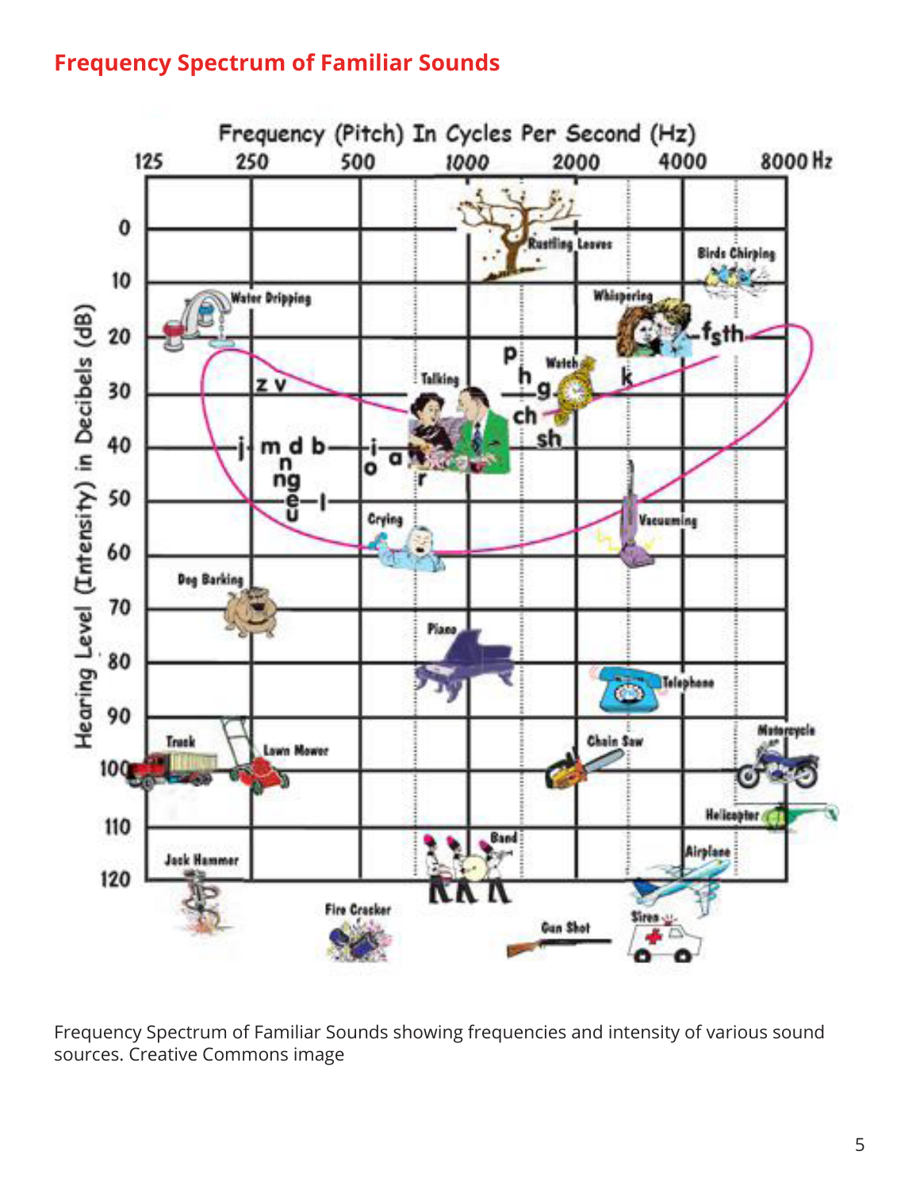## Frequency Spectrum of Familiar Sounds

Frequency Spectrum of Familiar Sounds showing frequencies and intensity of various sound sources. Creative Commons image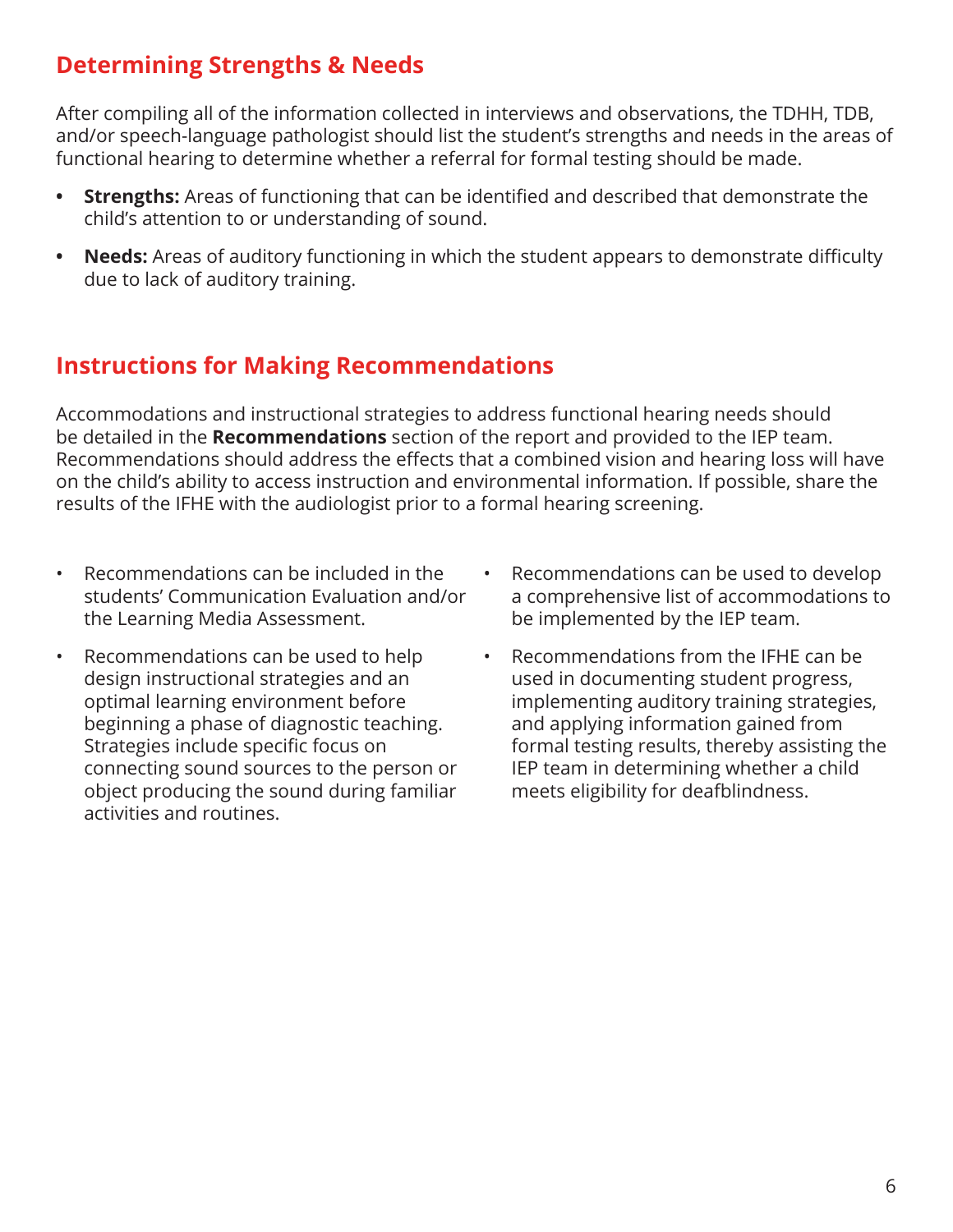## Determining Strengths & Needs

After compiling all of the information collected in interviews and observations, the TDHH, TDB, and/or speech-language pathologist should list the student's strengths and needs in the areas of functional hearing to determine whether a referral for formal testing should be made.

- **Strengths:** Areas of functioning that can be identified and described that demonstrate the child's attention to or understanding of sound.
- **Needs:** Areas of auditory functioning in which the student appears to demonstrate difficulty due to lack of auditory training.

## Instructions for Making Recommendations

Accommodations and instructional strategies to address functional hearing needs should be detailed in the **Recommendations** section of the report and provided to the IEP team. Recommendations should address the effects that a combined vision and hearing loss will have on the child's ability to access instruction and environmental information. If possible, share the results of the IFHE with the audiologist prior to a formal hearing screening.

- Recommendations can be included in the students' Communication Evaluation and/or the Learning Media Assessment.
- Recommendations can be used to help design instructional strategies and an optimal learning environment before beginning a phase of diagnostic teaching. Strategies include specific focus on connecting sound sources to the person or object producing the sound during familiar activities and routines.
- Recommendations can be used to develop a comprehensive list of accommodations to be implemented by the IEP team.
- Recommendations from the IFHE can be used in documenting student progress, implementing auditory training strategies, and applying information gained from formal testing results, thereby assisting the IEP team in determining whether a child meets eligibility for deafblindness.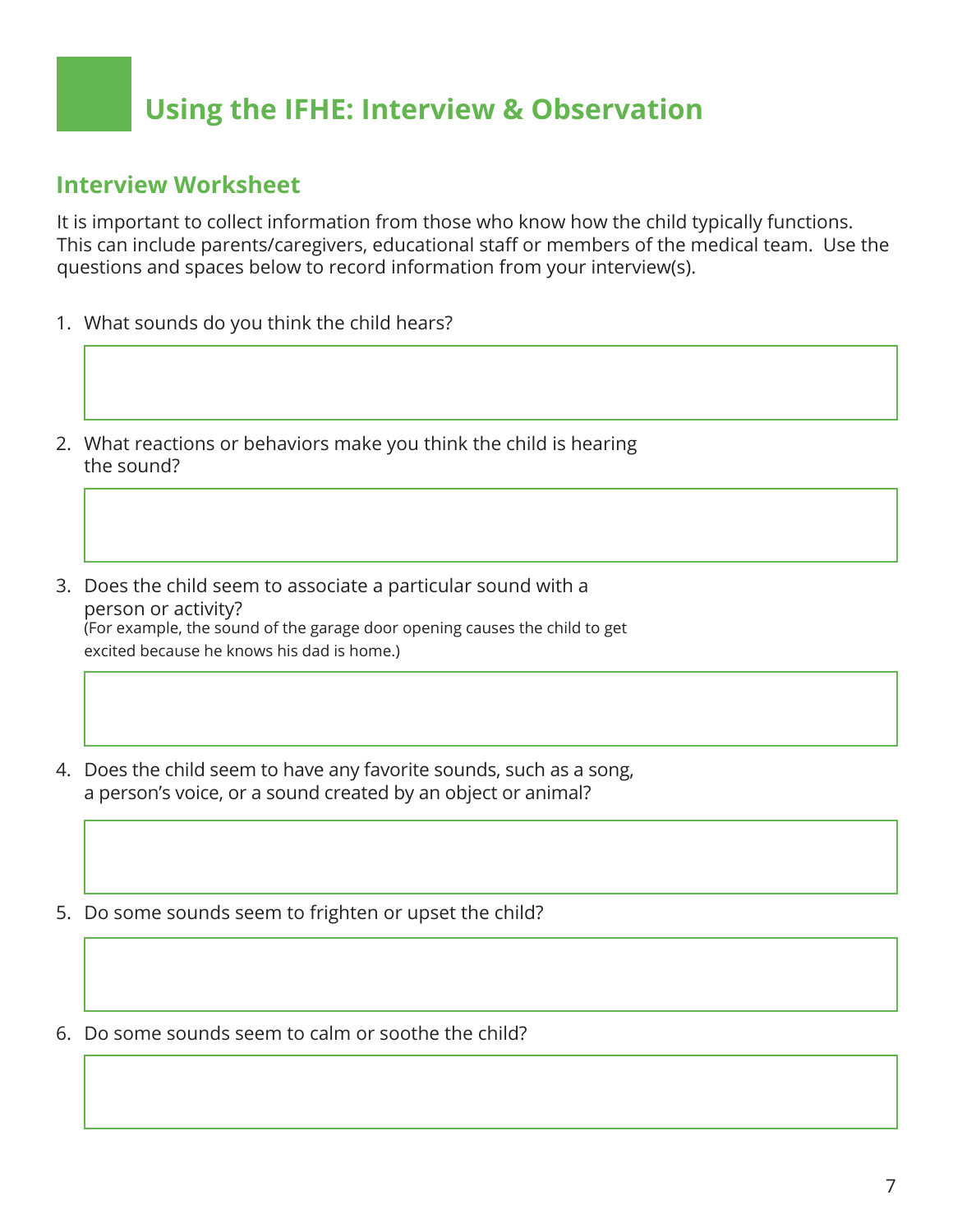# Using the IFHE: Interview & Observation

## Interview Worksheet

It is important to collect information from those who know how the child typically functions. This can include parents/caregivers, educational staff or members of the medical team. Use the questions and spaces below to record information from your interview(s).

1. What sounds do you think the child hears?

2. What reactions or behaviors make you think the child is hearing the sound?

3. Does the child seem to associate a particular sound with a person or activity?
   (For example, the sound of the garage door opening causes the child to get excited because he knows his dad is home.)

4. Does the child seem to have any favorite sounds, such as a song, a person's voice, or a sound created by an object or animal?

5. Do some sounds seem to frighten or upset the child?

6. Do some sounds seem to calm or soothe the child?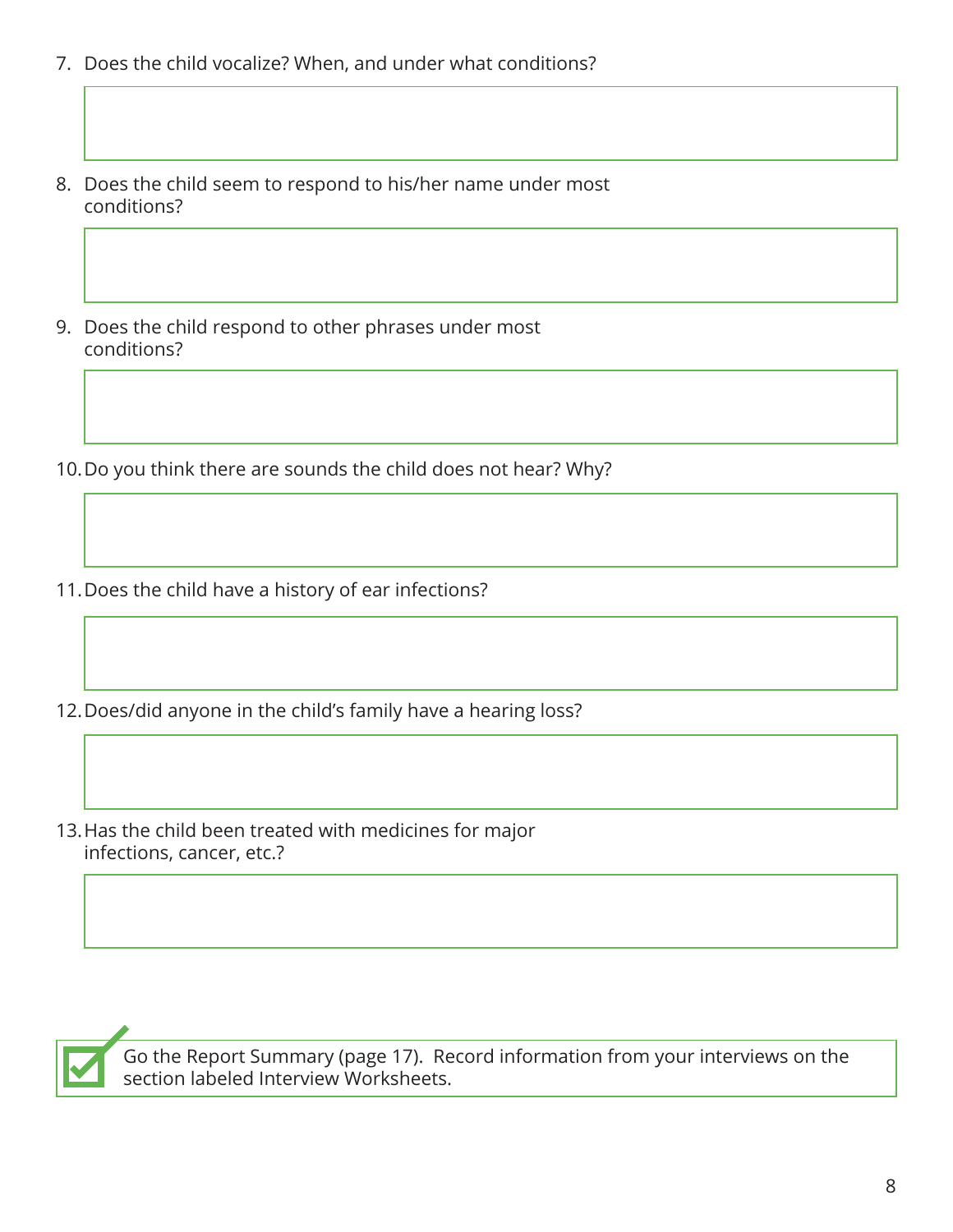7. Does the child vocalize? When, and under what conditions?

8. Does the child seem to respond to his/her name under most conditions?

9. Does the child respond to other phrases under most conditions?

10. Do you think there are sounds the child does not hear? Why?

11. Does the child have a history of ear infections?

12. Does/did anyone in the child's family have a hearing loss?

13. Has the child been treated with medicines for major infections, cancer, etc.?

Go the Report Summary (page 17). Record information from your interviews on the section labeled Interview Worksheets.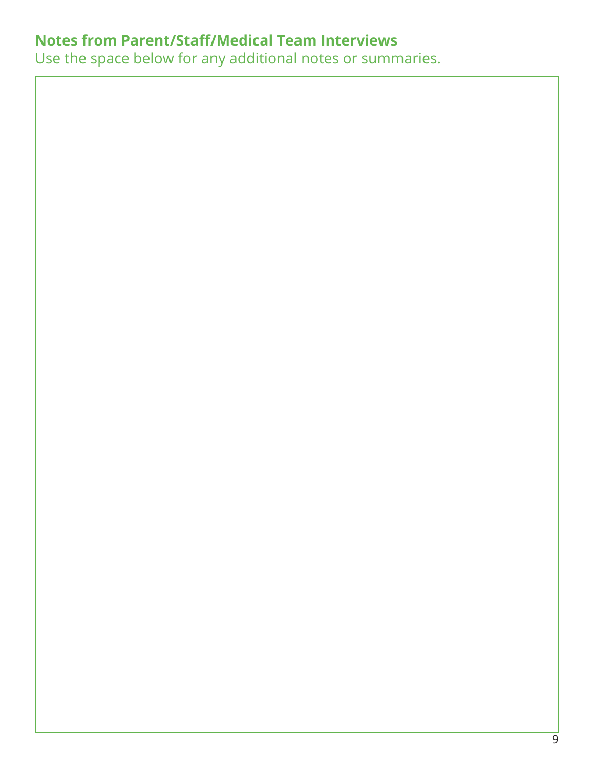**Notes from Parent/Staff/Medical Team Interviews**

Use the space below for any additional notes or summaries.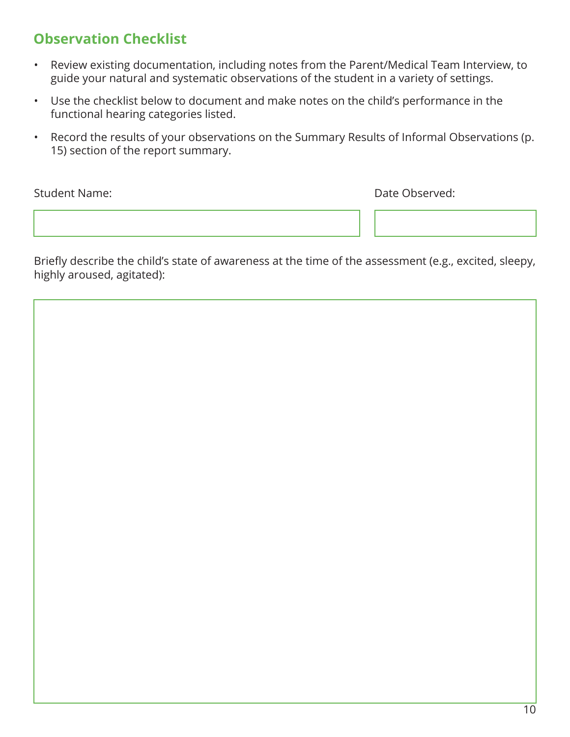## Observation Checklist

- Review existing documentation, including notes from the Parent/Medical Team Interview, to guide your natural and systematic observations of the student in a variety of settings.
- Use the checklist below to document and make notes on the child's performance in the functional hearing categories listed.
- Record the results of your observations on the Summary Results of Informal Observations (p. 15) section of the report summary.

Student Name:

Date Observed:

Briefly describe the child's state of awareness at the time of the assessment (e.g., excited, sleepy, highly aroused, agitated):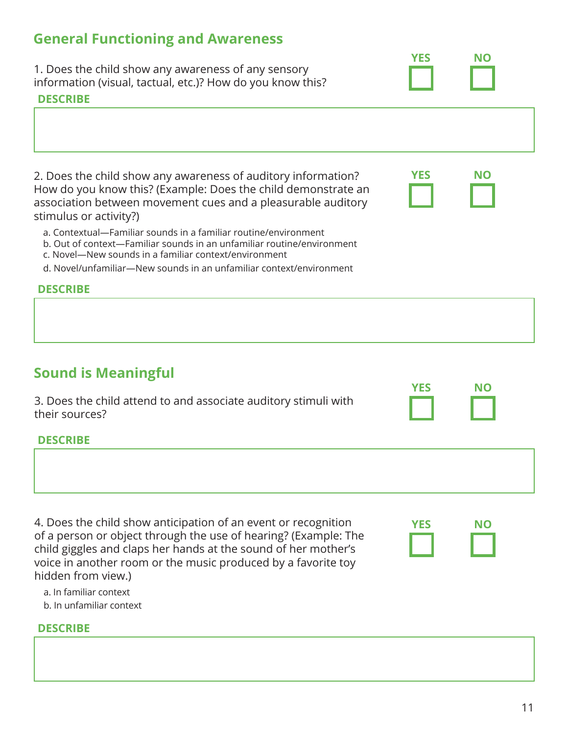## General Functioning and Awareness

1. Does the child show any awareness of any sensory information (visual, tactual, etc.)? How do you know this?

YES ☐ NO ☐

**DESCRIBE**

2. Does the child show any awareness of auditory information? How do you know this? (Example: Does the child demonstrate an association between movement cues and a pleasurable auditory stimulus or activity?)

YES ☐ NO ☐

a. Contextual—Familiar sounds in a familiar routine/environment
b. Out of context—Familiar sounds in an unfamiliar routine/environment
c. Novel—New sounds in a familiar context/environment
d. Novel/unfamiliar—New sounds in an unfamiliar context/environment

**DESCRIBE**

## Sound is Meaningful

3. Does the child attend to and associate auditory stimuli with their sources?

YES ☐ NO ☐

**DESCRIBE**

4. Does the child show anticipation of an event or recognition of a person or object through the use of hearing? (Example: The child giggles and claps her hands at the sound of her mother's voice in another room or the music produced by a favorite toy hidden from view.)

YES ☐ NO ☐

a. In familiar context
b. In unfamiliar context

**DESCRIBE**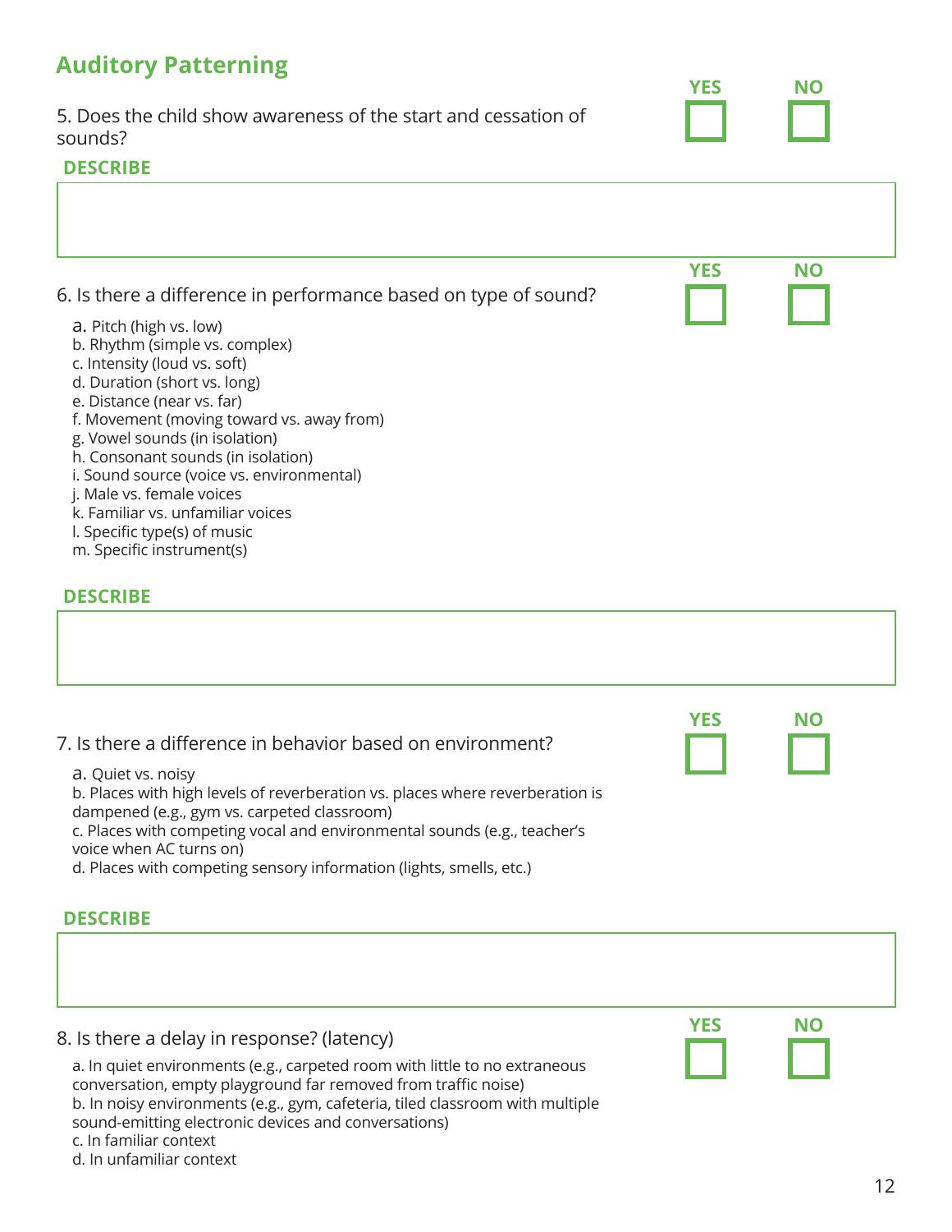## Auditory Patterning

5. Does the child show awareness of the start and cessation of sounds?

YES ☐ NO ☐

**DESCRIBE**

6. Is there a difference in performance based on type of sound?

YES ☐ NO ☐

a. Pitch (high vs. low)
b. Rhythm (simple vs. complex)
c. Intensity (loud vs. soft)
d. Duration (short vs. long)
e. Distance (near vs. far)
f. Movement (moving toward vs. away from)
g. Vowel sounds (in isolation)
h. Consonant sounds (in isolation)
i. Sound source (voice vs. environmental)
j. Male vs. female voices
k. Familiar vs. unfamiliar voices
l. Specific type(s) of music
m. Specific instrument(s)

**DESCRIBE**

7. Is there a difference in behavior based on environment?

YES ☐ NO ☐

a. Quiet vs. noisy
b. Places with high levels of reverberation vs. places where reverberation is dampened (e.g., gym vs. carpeted classroom)
c. Places with competing vocal and environmental sounds (e.g., teacher's voice when AC turns on)
d. Places with competing sensory information (lights, smells, etc.)

**DESCRIBE**

8. Is there a delay in response? (latency)

YES ☐ NO ☐

a. In quiet environments (e.g., carpeted room with little to no extraneous conversation, empty playground far removed from traffic noise)
b. In noisy environments (e.g., gym, cafeteria, tiled classroom with multiple sound-emitting electronic devices and conversations)
c. In familiar context
d. In unfamiliar context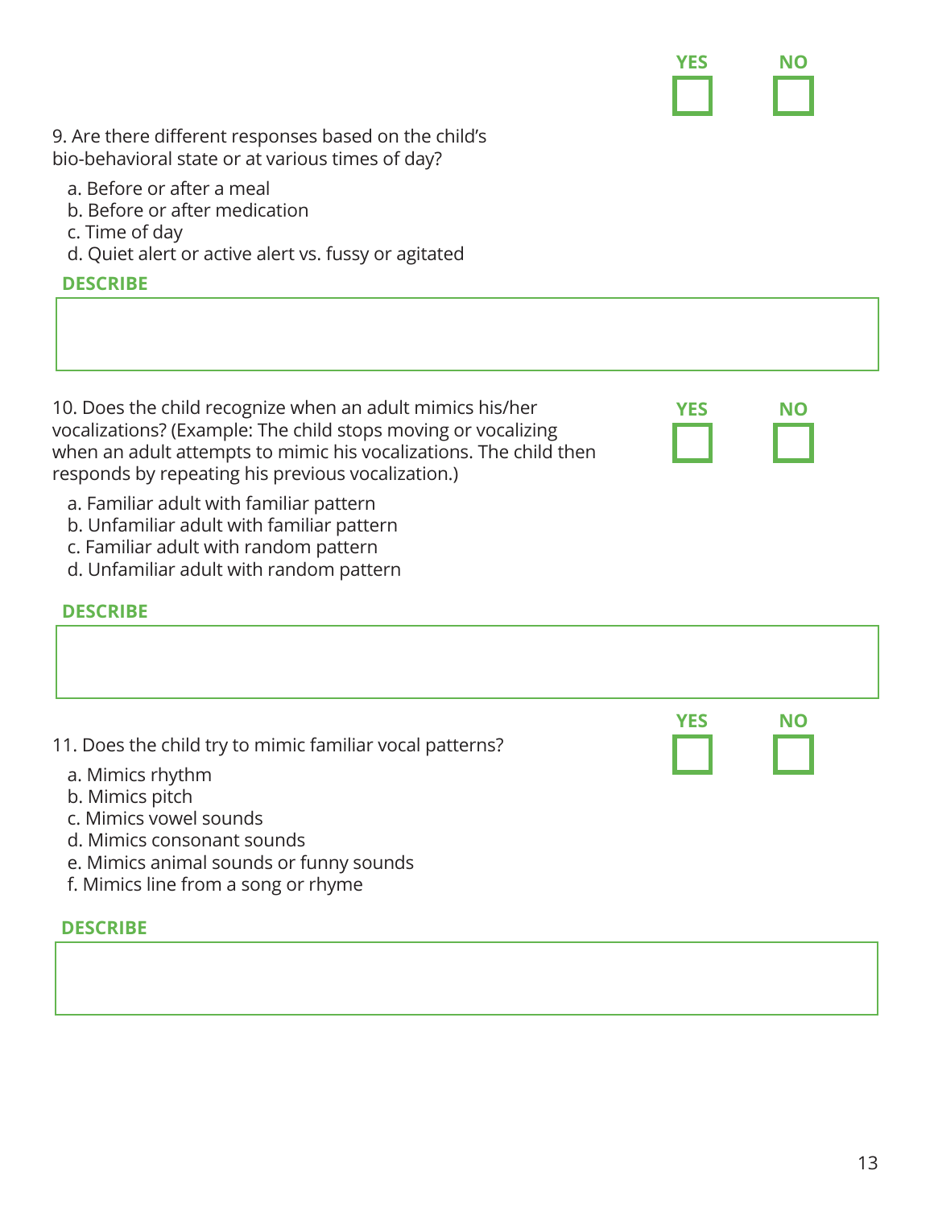9. Are there different responses based on the child's bio-behavioral state or at various times of day?

YES ☐ NO ☐

a. Before or after a meal
b. Before or after medication
c. Time of day
d. Quiet alert or active alert vs. fussy or agitated

**DESCRIBE**

10. Does the child recognize when an adult mimics his/her vocalizations? (Example: The child stops moving or vocalizing when an adult attempts to mimic his vocalizations. The child then responds by repeating his previous vocalization.)

YES ☐ NO ☐

a. Familiar adult with familiar pattern
b. Unfamiliar adult with familiar pattern
c. Familiar adult with random pattern
d. Unfamiliar adult with random pattern

**DESCRIBE**

11. Does the child try to mimic familiar vocal patterns?

YES ☐ NO ☐

a. Mimics rhythm
b. Mimics pitch
c. Mimics vowel sounds
d. Mimics consonant sounds
e. Mimics animal sounds or funny sounds
f. Mimics line from a song or rhyme

**DESCRIBE**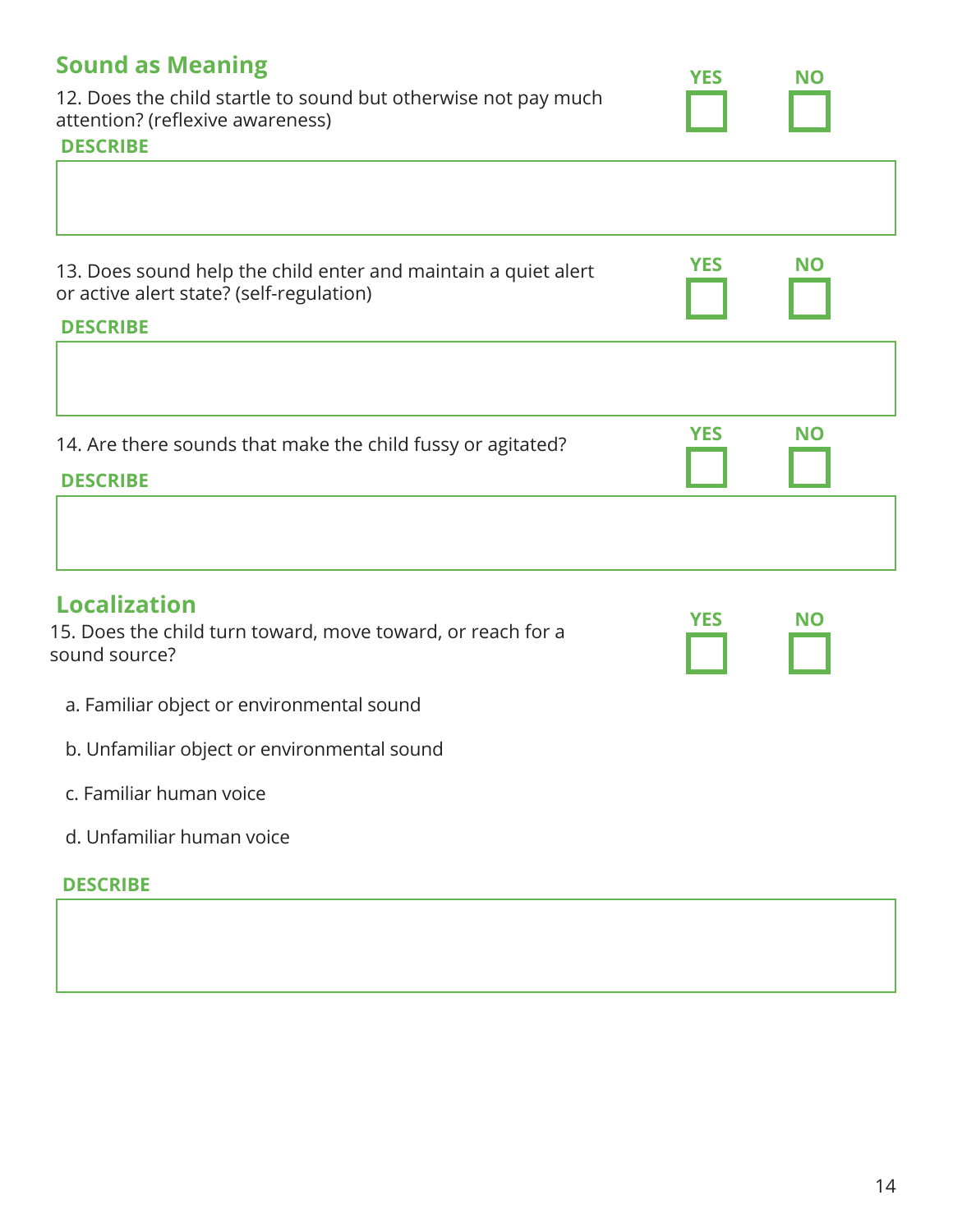## Sound as Meaning

12. Does the child startle to sound but otherwise not pay much attention? (reflexive awareness)

**YES** ☐ **NO** ☐

**DESCRIBE**

13. Does sound help the child enter and maintain a quiet alert or active alert state? (self-regulation)

**YES** ☐ **NO** ☐

**DESCRIBE**

14. Are there sounds that make the child fussy or agitated?

**YES** ☐ **NO** ☐

**DESCRIBE**

## Localization

15. Does the child turn toward, move toward, or reach for a sound source?

**YES** ☐ **NO** ☐

a. Familiar object or environmental sound

b. Unfamiliar object or environmental sound

c. Familiar human voice

d. Unfamiliar human voice

**DESCRIBE**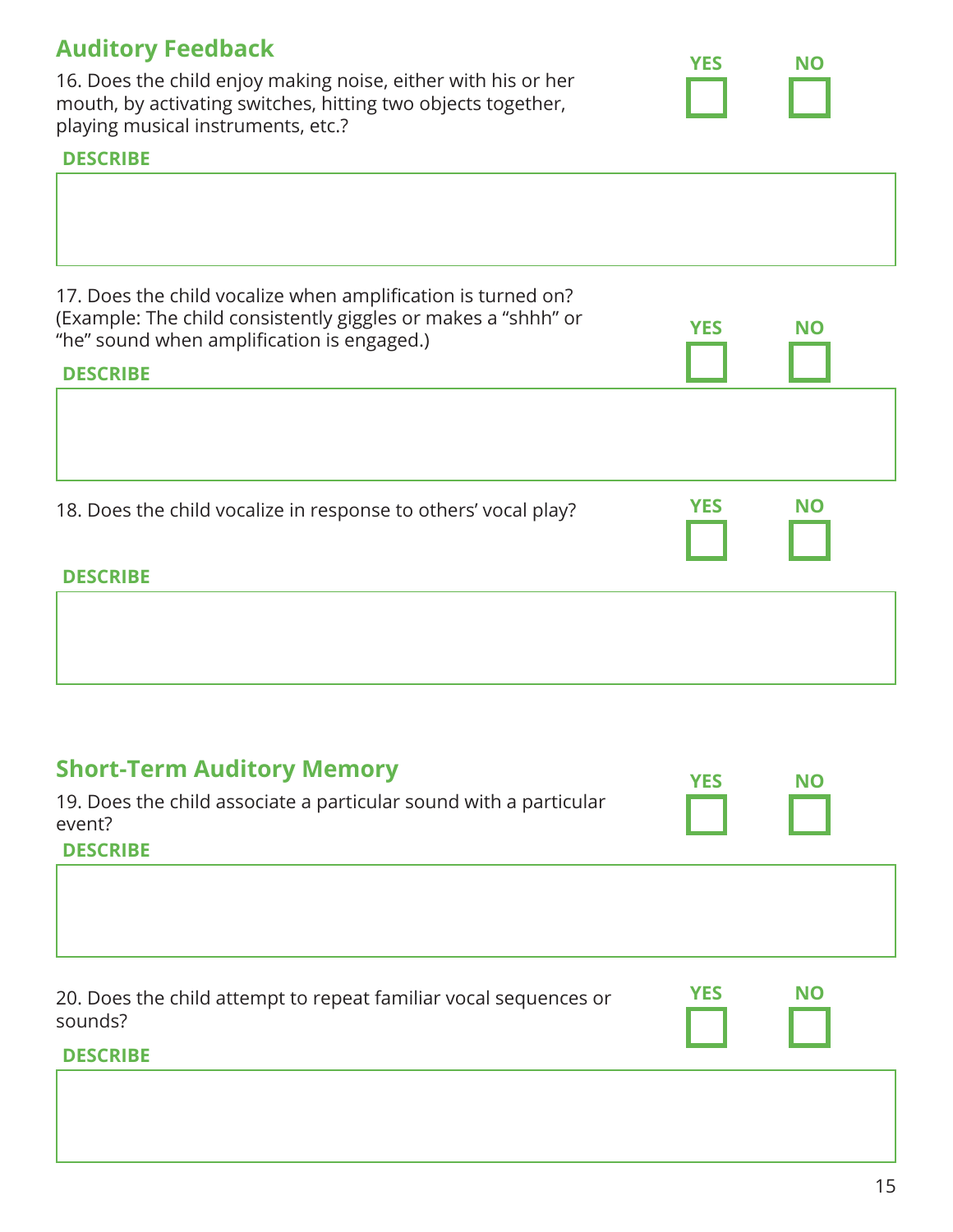## Auditory Feedback

16. Does the child enjoy making noise, either with his or her mouth, by activating switches, hitting two objects together, playing musical instruments, etc.?

YES ☐ NO ☐

**DESCRIBE**

17. Does the child vocalize when amplification is turned on? (Example: The child consistently giggles or makes a "shhh" or "he" sound when amplification is engaged.)

YES ☐ NO ☐

**DESCRIBE**

18. Does the child vocalize in response to others' vocal play?

YES ☐ NO ☐

**DESCRIBE**

## Short-Term Auditory Memory

19. Does the child associate a particular sound with a particular event?

YES ☐ NO ☐

**DESCRIBE**

20. Does the child attempt to repeat familiar vocal sequences or sounds?

YES ☐ NO ☐

**DESCRIBE**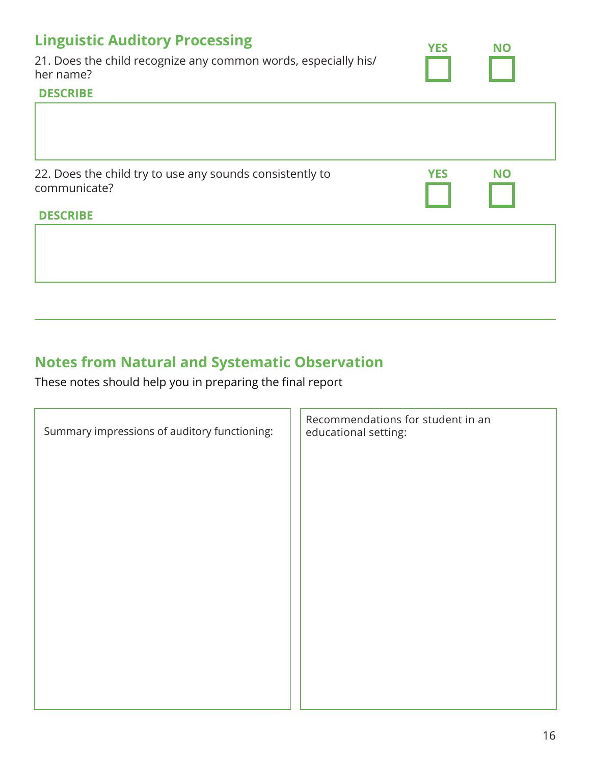## Linguistic Auditory Processing

21. Does the child recognize any common words, especially his/her name?

YES ☐ NO ☐

**DESCRIBE**

22. Does the child try to use any sounds consistently to communicate?

YES ☐ NO ☐

**DESCRIBE**

---

## Notes from Natural and Systematic Observation

These notes should help you in preparing the final report

| Summary impressions of auditory functioning: | Recommendations for student in an educational setting: |
| --- | --- |
| | |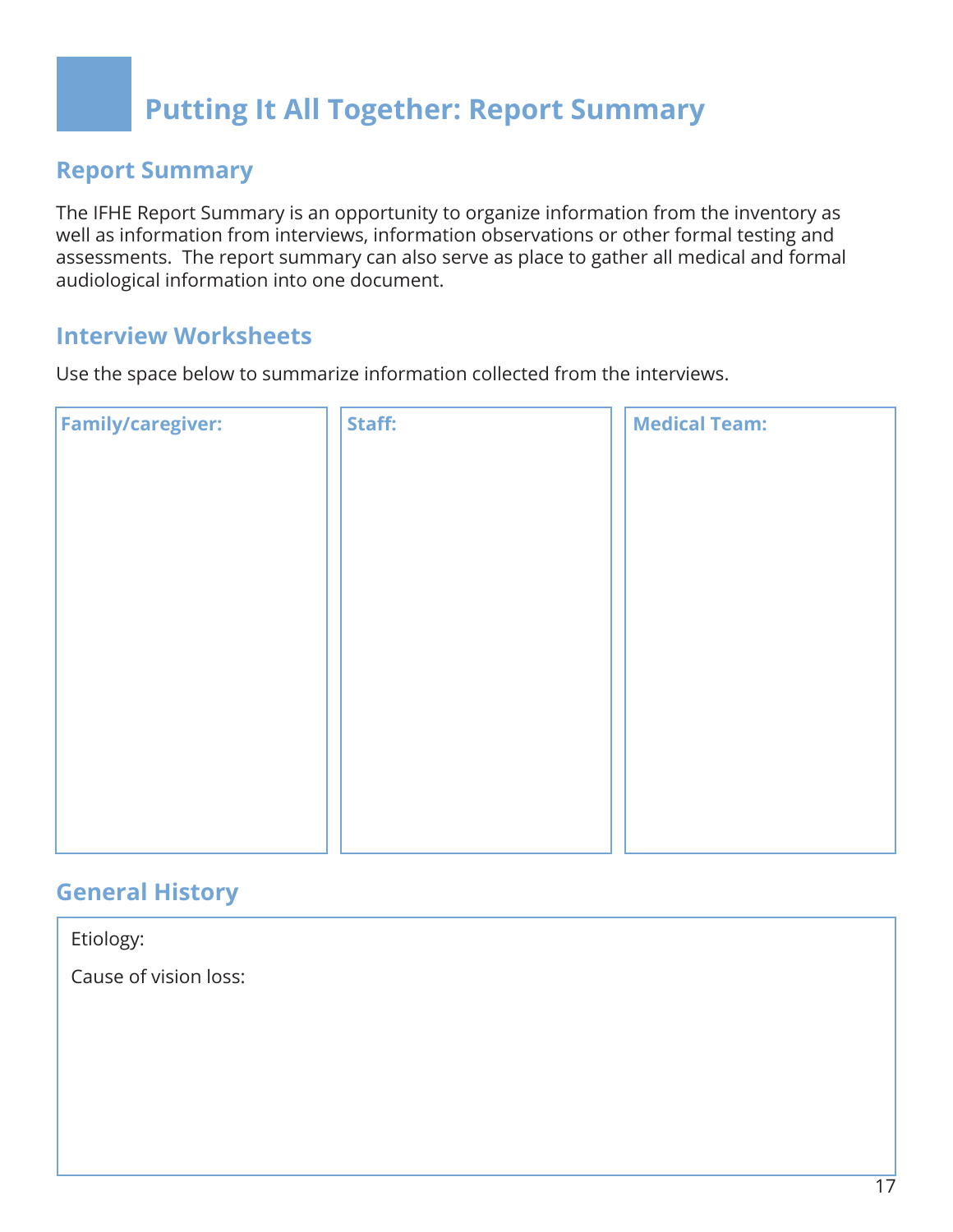# Putting It All Together: Report Summary

## Report Summary

The IFHE Report Summary is an opportunity to organize information from the inventory as well as information from interviews, information observations or other formal testing and assessments.  The report summary can also serve as place to gather all medical and formal audiological information into one document.

## Interview Worksheets

Use the space below to summarize information collected from the interviews.

| **Family/caregiver:** | **Staff:** | **Medical Team:** |
| --- | --- | --- |
| | | |

## General History

Etiology:

Cause of vision loss: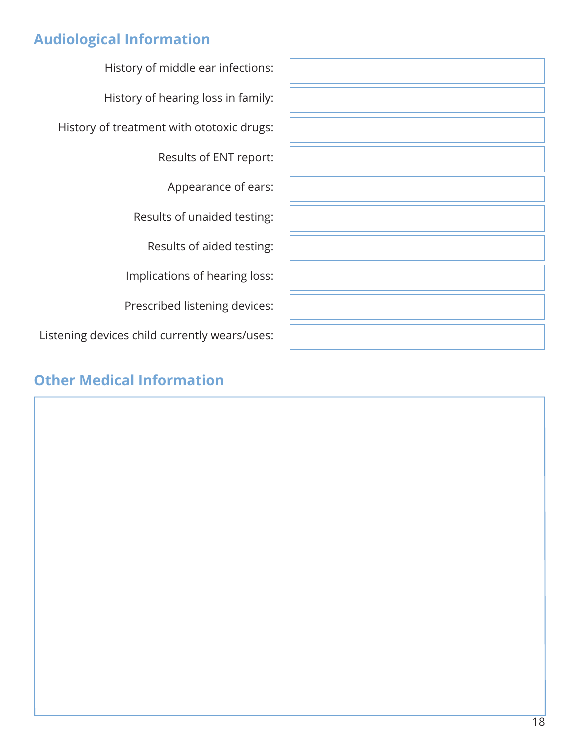## Audiological Information

| | |
|---|---|
| History of middle ear infections: | |
| History of hearing loss in family: | |
| History of treatment with ototoxic drugs: | |
| Results of ENT report: | |
| Appearance of ears: | |
| Results of unaided testing: | |
| Results of aided testing: | |
| Implications of hearing loss: | |
| Prescribed listening devices: | |
| Listening devices child currently wears/uses: | |

## Other Medical Information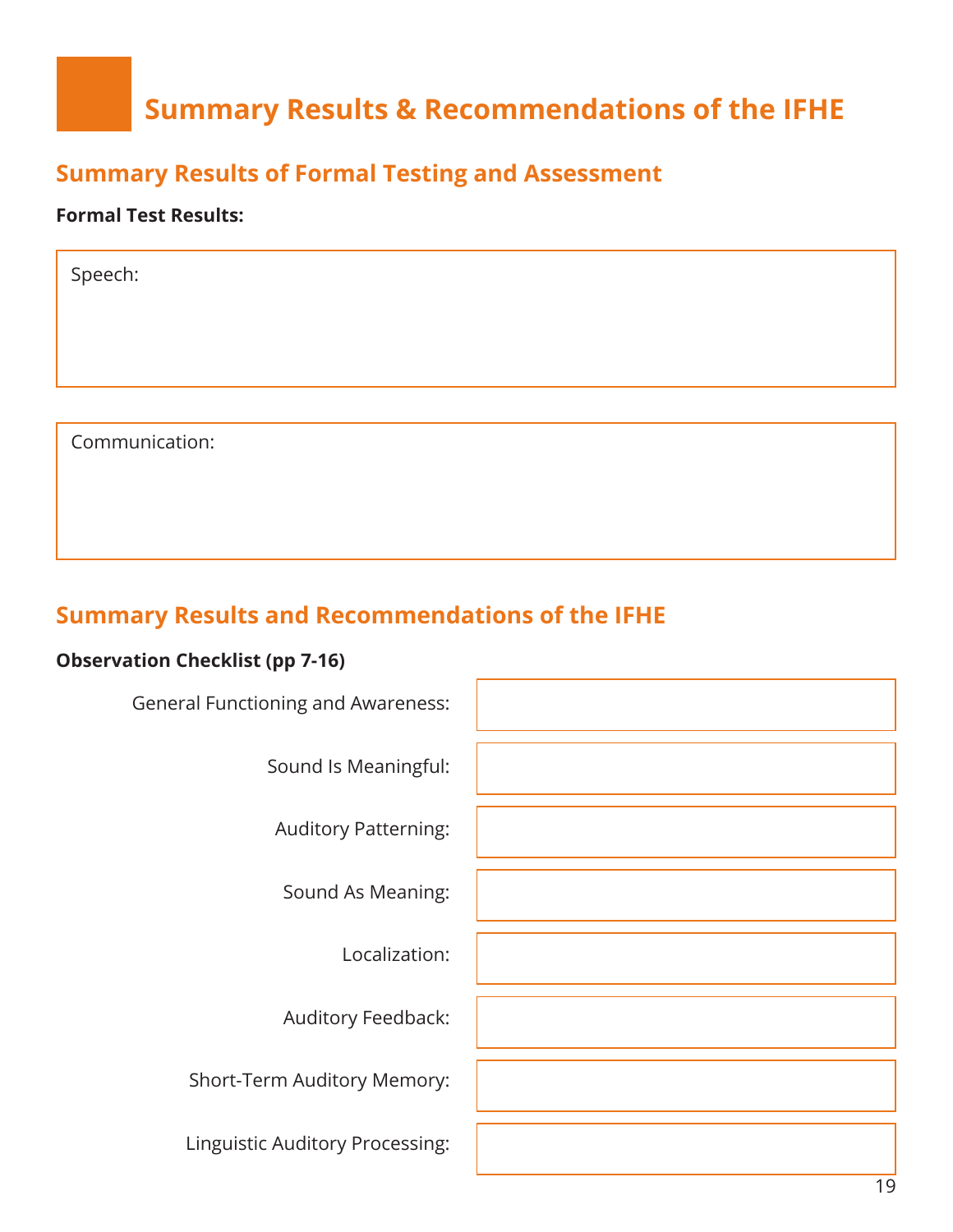# Summary Results & Recommendations of the IFHE

## Summary Results of Formal Testing and Assessment

**Formal Test Results:**

Speech:

Communication:

## Summary Results and Recommendations of the IFHE

**Observation Checklist (pp 7-16)**

General Functioning and Awareness:

Sound Is Meaningful:

Auditory Patterning:

Sound As Meaning:

Localization:

Auditory Feedback:

Short-Term Auditory Memory:

Linguistic Auditory Processing: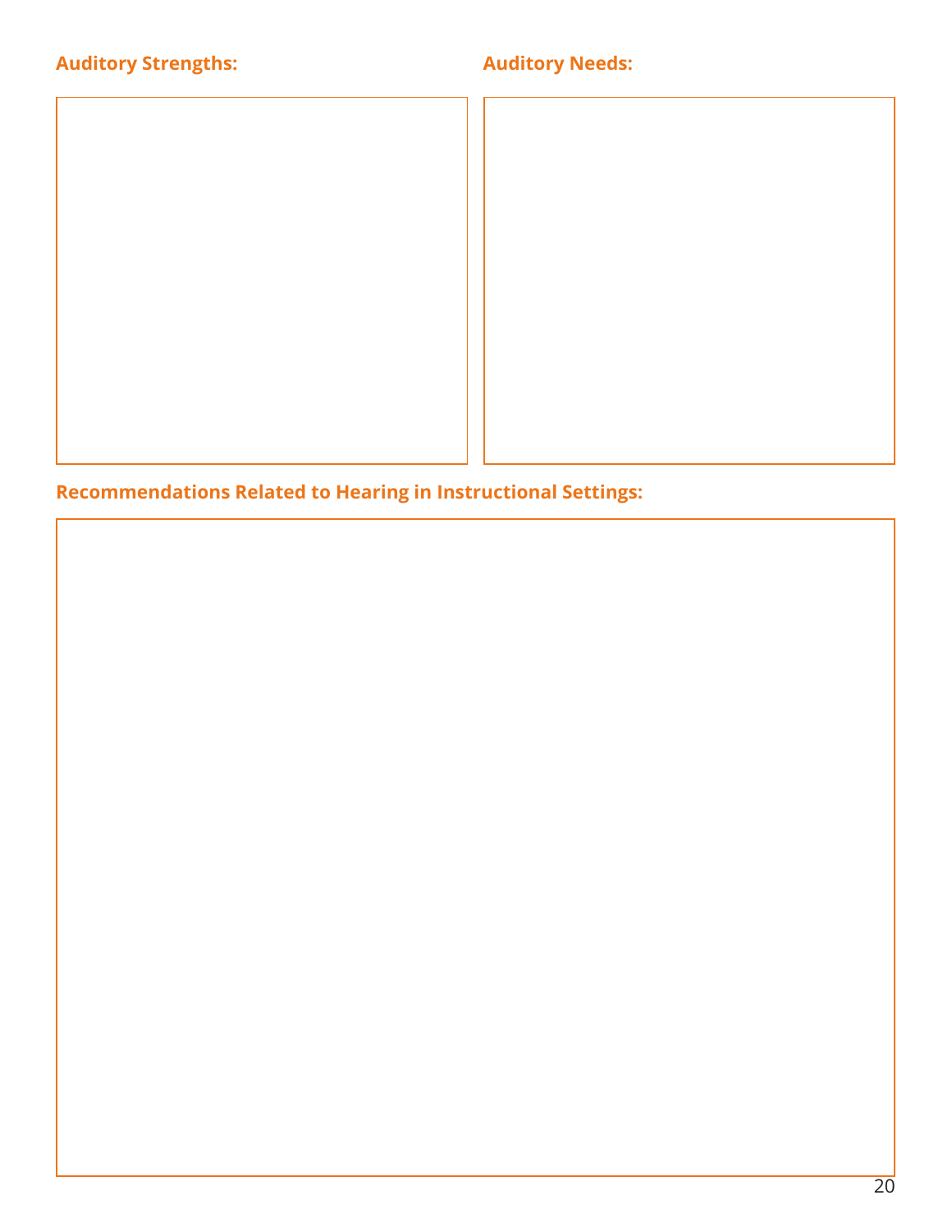**Auditory Strengths:**

**Auditory Needs:**

**Recommendations Related to Hearing in Instructional Settings:**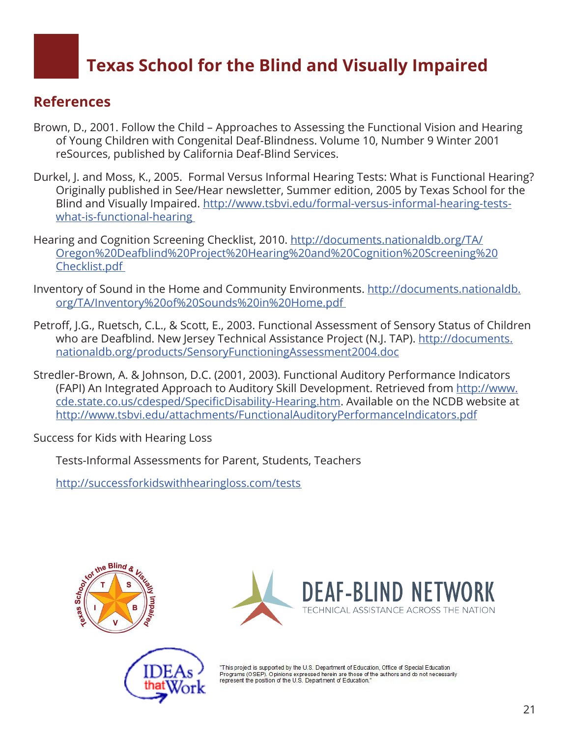# Texas School for the Blind and Visually Impaired

## References

Brown, D., 2001. Follow the Child – Approaches to Assessing the Functional Vision and Hearing of Young Children with Congenital Deaf-Blindness. Volume 10, Number 9 Winter 2001 reSources, published by California Deaf-Blind Services.

Durkel, J. and Moss, K., 2005. Formal Versus Informal Hearing Tests: What is Functional Hearing? Originally published in See/Hear newsletter, Summer edition, 2005 by Texas School for the Blind and Visually Impaired. http://www.tsbvi.edu/formal-versus-informal-hearing-tests-what-is-functional-hearing

Hearing and Cognition Screening Checklist, 2010. http://documents.nationaldb.org/TA/Oregon%20Deafblind%20Project%20Hearing%20and%20Cognition%20Screening%20Checklist.pdf

Inventory of Sound in the Home and Community Environments. http://documents.nationaldb.org/TA/Inventory%20of%20Sounds%20in%20Home.pdf

Petroff, J.G., Ruetsch, C.L., & Scott, E., 2003. Functional Assessment of Sensory Status of Children who are Deafblind. New Jersey Technical Assistance Project (N.J. TAP). http://documents.nationaldb.org/products/SensoryFunctioningAssessment2004.doc

Stredler-Brown, A. & Johnson, D.C. (2001, 2003). Functional Auditory Performance Indicators (FAPI) An Integrated Approach to Auditory Skill Development. Retrieved from http://www.cde.state.co.us/cdesped/SpecificDisability-Hearing.htm. Available on the NCDB website at http://www.tsbvi.edu/attachments/FunctionalAuditoryPerformanceIndicators.pdf

Success for Kids with Hearing Loss

Tests-Informal Assessments for Parent, Students, Teachers

http://successforkidswithhearingloss.com/tests

Texas School for the Blind & Visually Impaired

DEAF-BLIND NETWORK
TECHNICAL ASSISTANCE ACROSS THE NATION

IDEAs that Work

"This project is supported by the U.S. Department of Education, Office of Special Education Programs (OSEP). Opinions expressed herein are those of the authors and do not necessarily represent the position of the U.S. Department of Education."